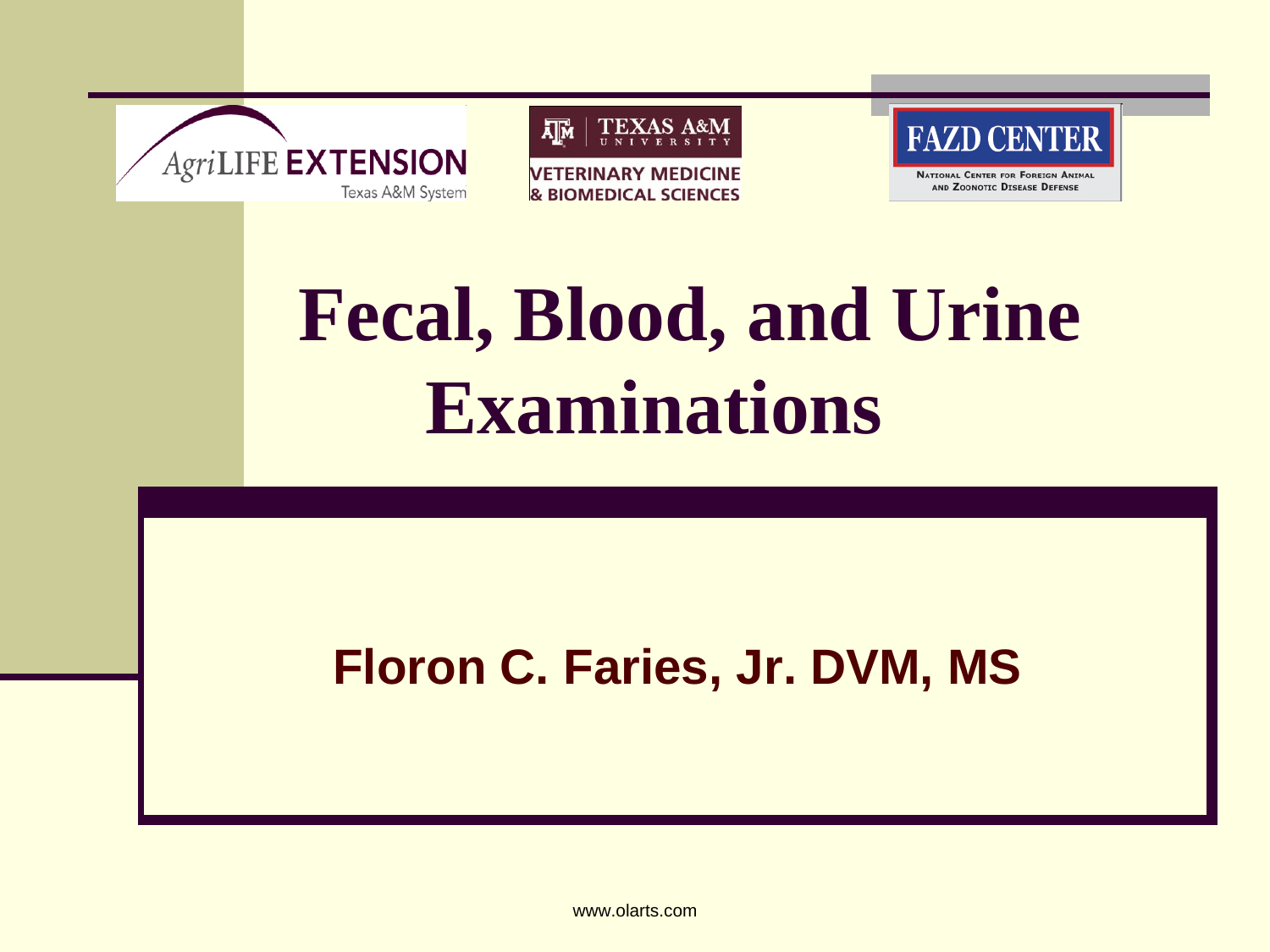AgriLIFE EXTENSION
Texas A&M System

TEXAS A&M UNIVERSITY
VETERINARY MEDICINE & BIOMEDICAL SCIENCES

FAZD CENTER
National Center for Foreign Animal and Zoonotic Disease Defense

# Fecal, Blood, and Urine Examinations

**Floron C. Faries, Jr. DVM, MS**

www.olarts.com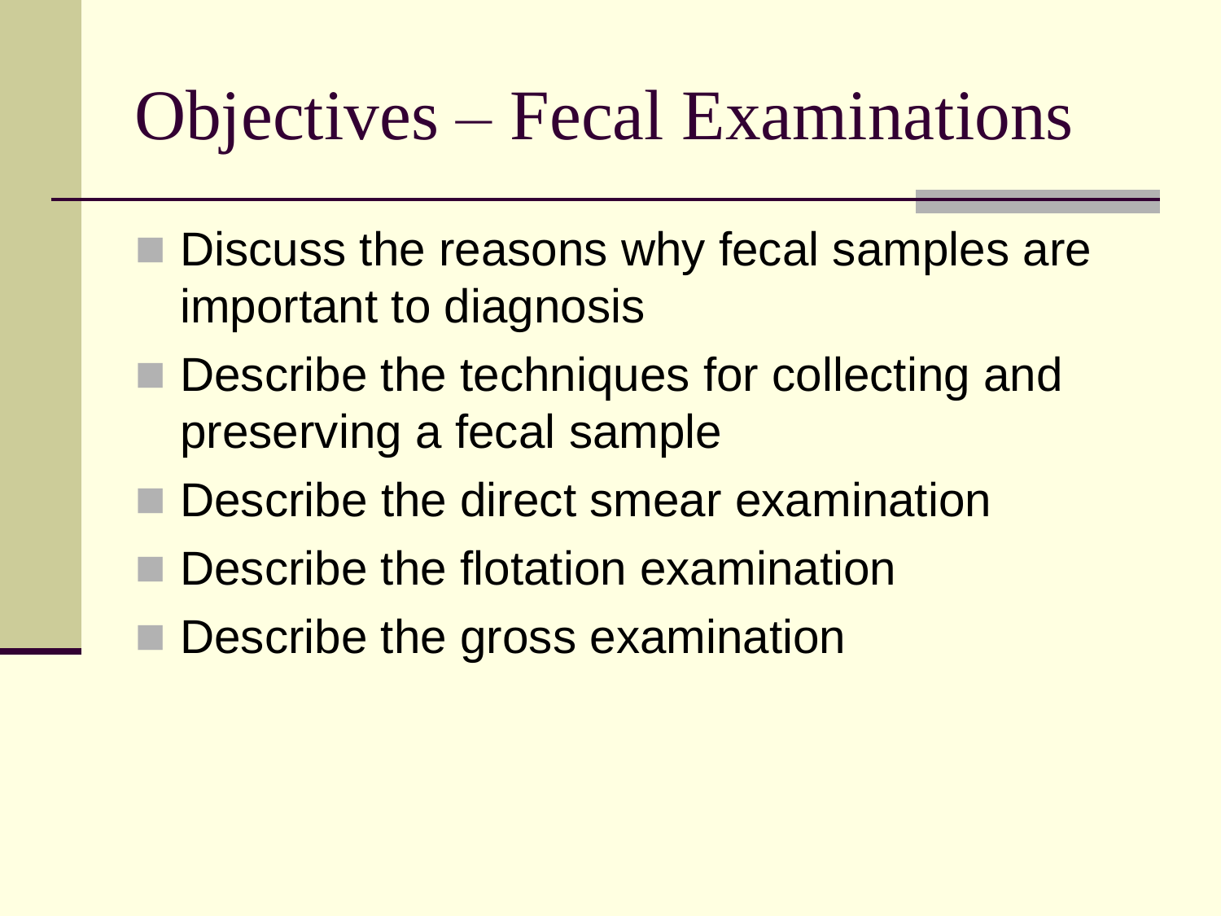# Objectives – Fecal Examinations

- Discuss the reasons why fecal samples are important to diagnosis
- Describe the techniques for collecting and preserving a fecal sample
- Describe the direct smear examination
- Describe the flotation examination
- Describe the gross examination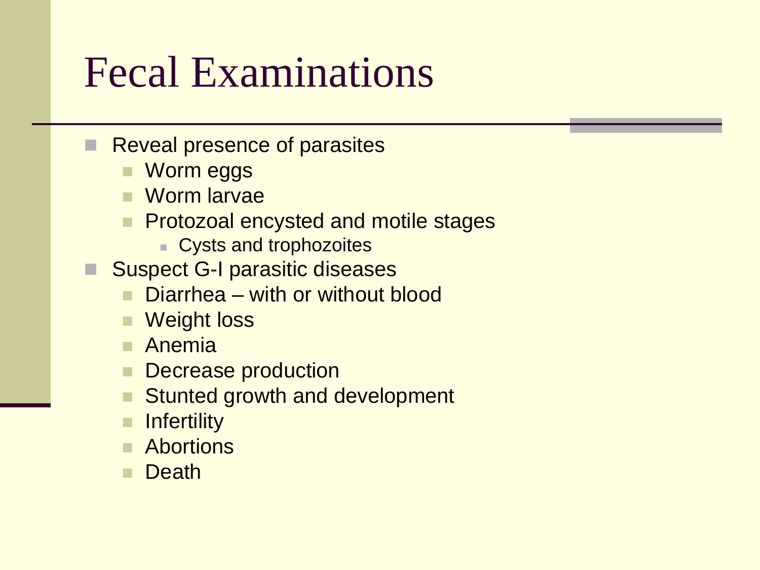# Fecal Examinations

- Reveal presence of parasites
  - Worm eggs
  - Worm larvae
  - Protozoal encysted and motile stages
    - Cysts and trophozoites
- Suspect G-I parasitic diseases
  - Diarrhea – with or without blood
  - Weight loss
  - Anemia
  - Decrease production
  - Stunted growth and development
  - Infertility
  - Abortions
  - Death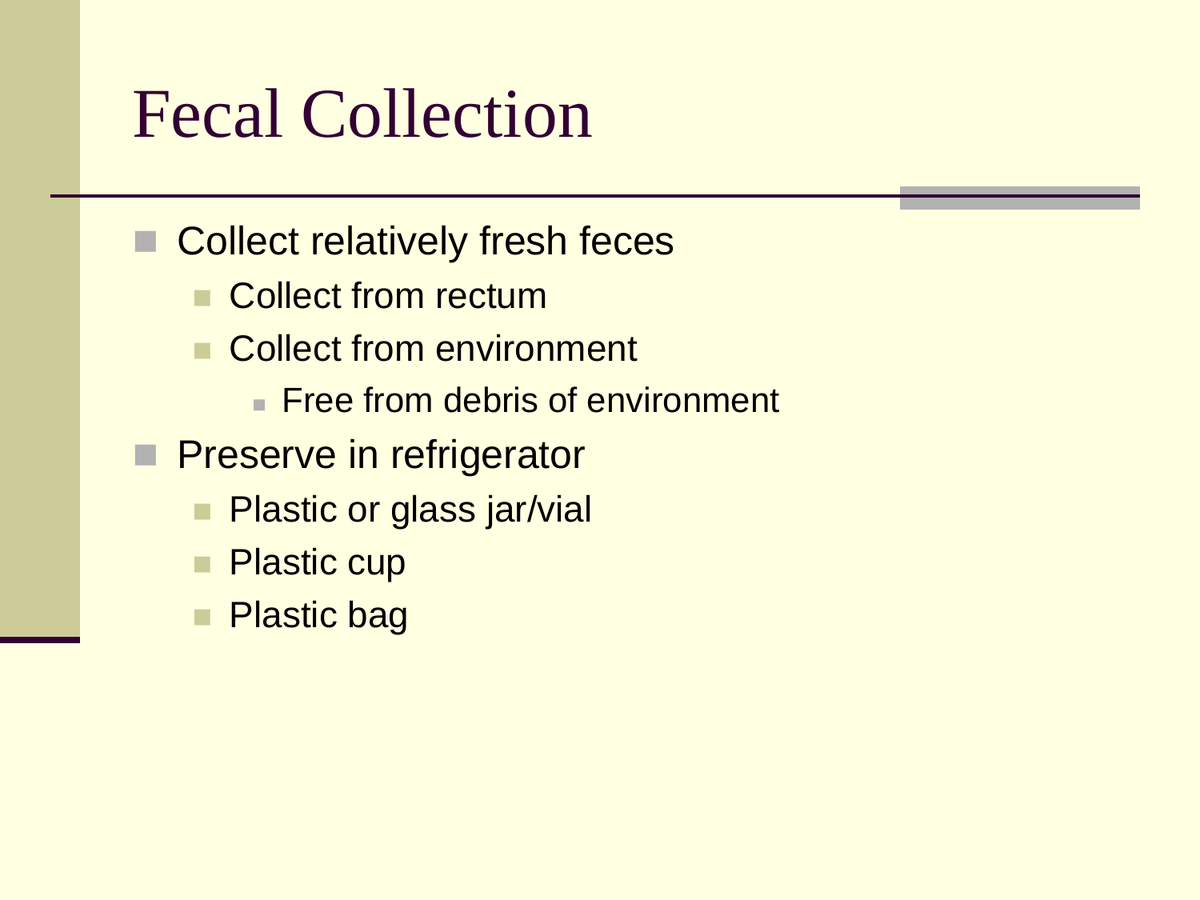# Fecal Collection

- Collect relatively fresh feces
  - Collect from rectum
  - Collect from environment
    - Free from debris of environment
- Preserve in refrigerator
  - Plastic or glass jar/vial
  - Plastic cup
  - Plastic bag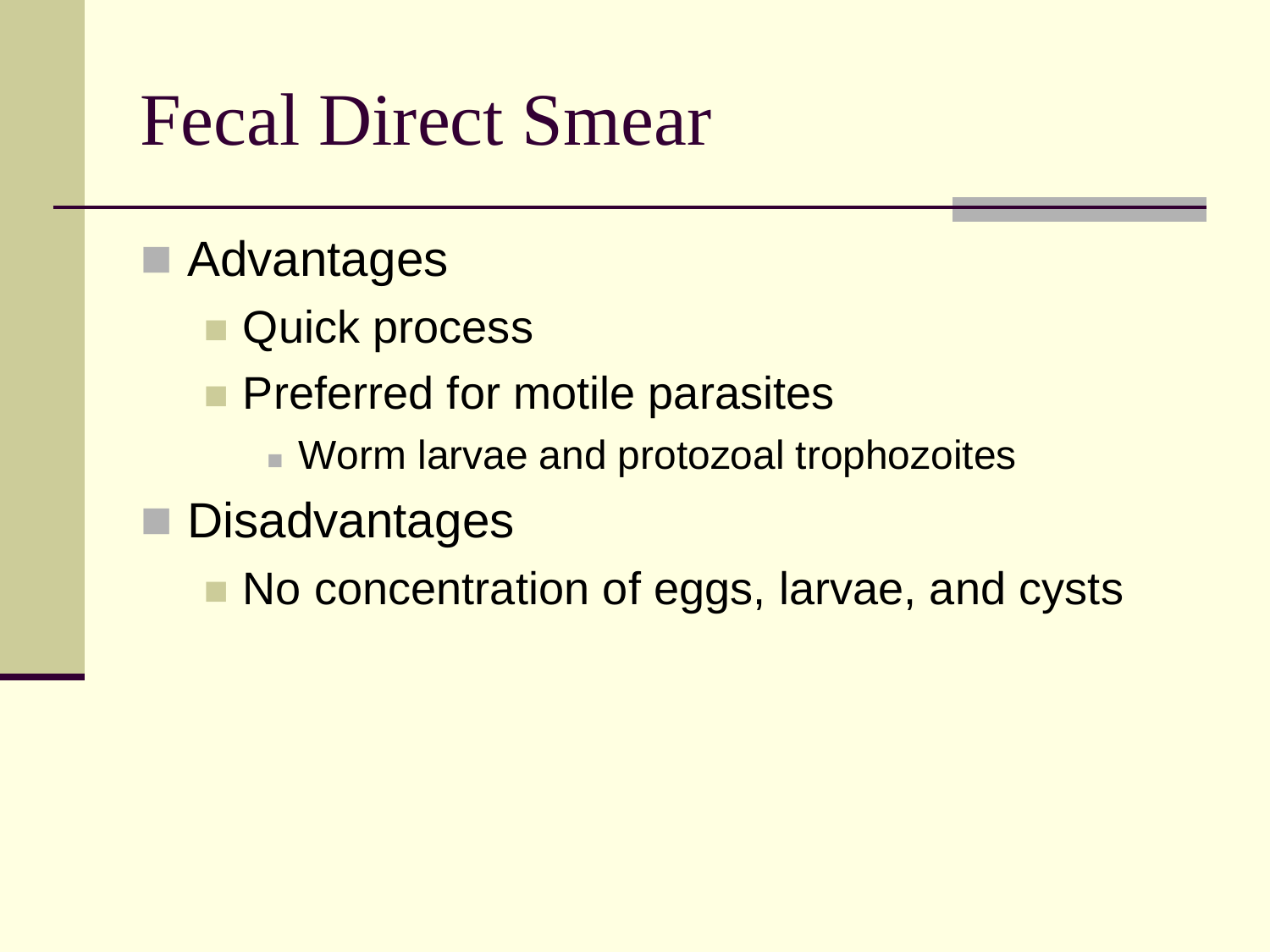# Fecal Direct Smear

- Advantages
  - Quick process
  - Preferred for motile parasites
    - Worm larvae and protozoal trophozoites
- Disadvantages
  - No concentration of eggs, larvae, and cysts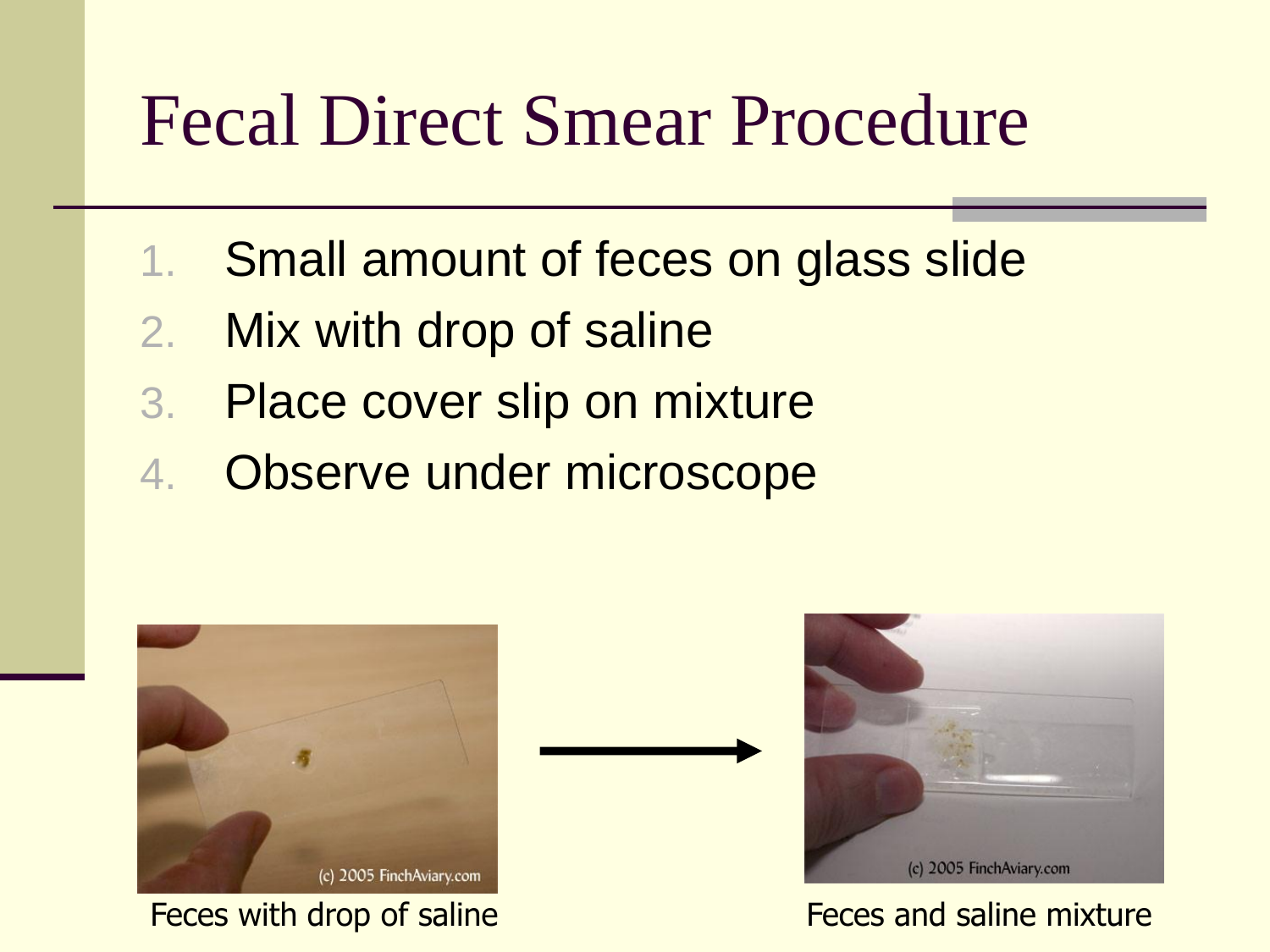# Fecal Direct Smear Procedure

1. Small amount of feces on glass slide
2. Mix with drop of saline
3. Place cover slip on mixture
4. Observe under microscope

Feces with drop of saline

Feces and saline mixture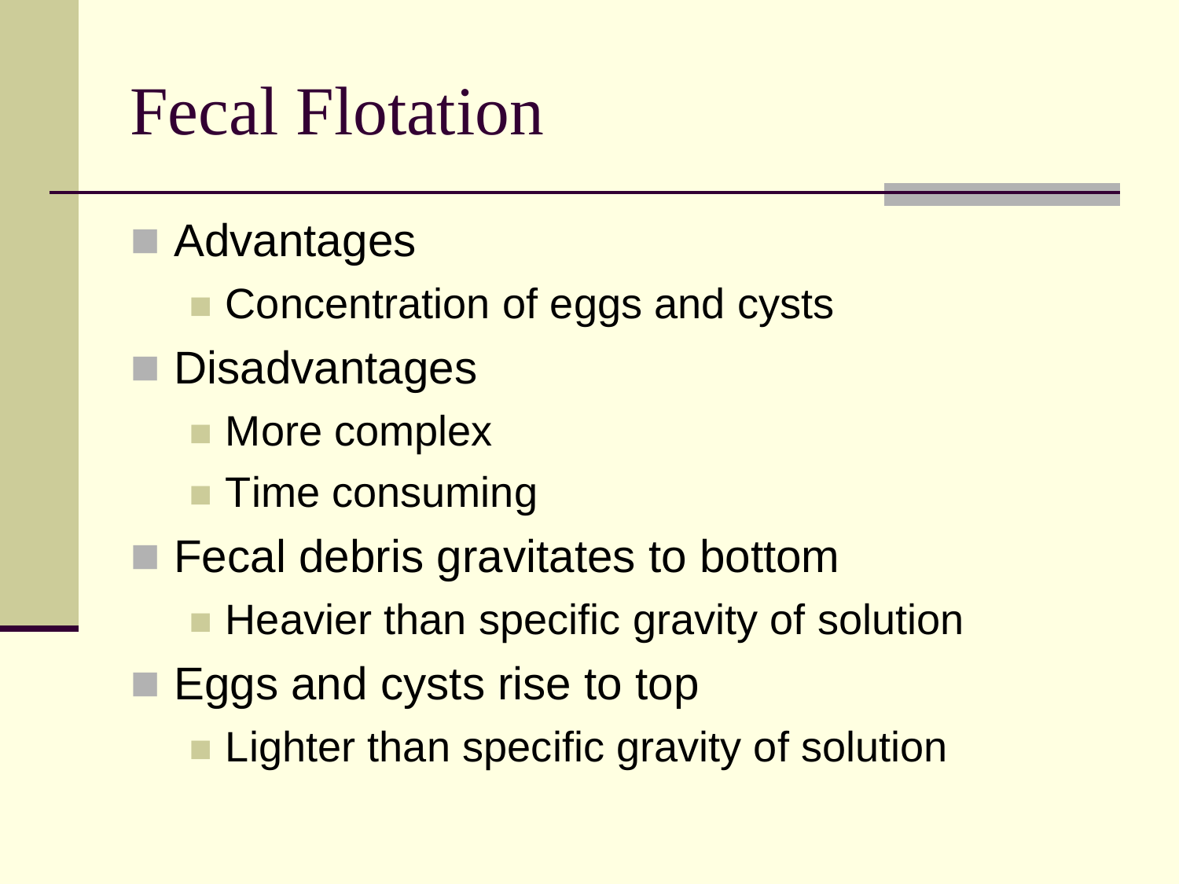# Fecal Flotation

- Advantages
  - Concentration of eggs and cysts
- Disadvantages
  - More complex
  - Time consuming
- Fecal debris gravitates to bottom
  - Heavier than specific gravity of solution
- Eggs and cysts rise to top
  - Lighter than specific gravity of solution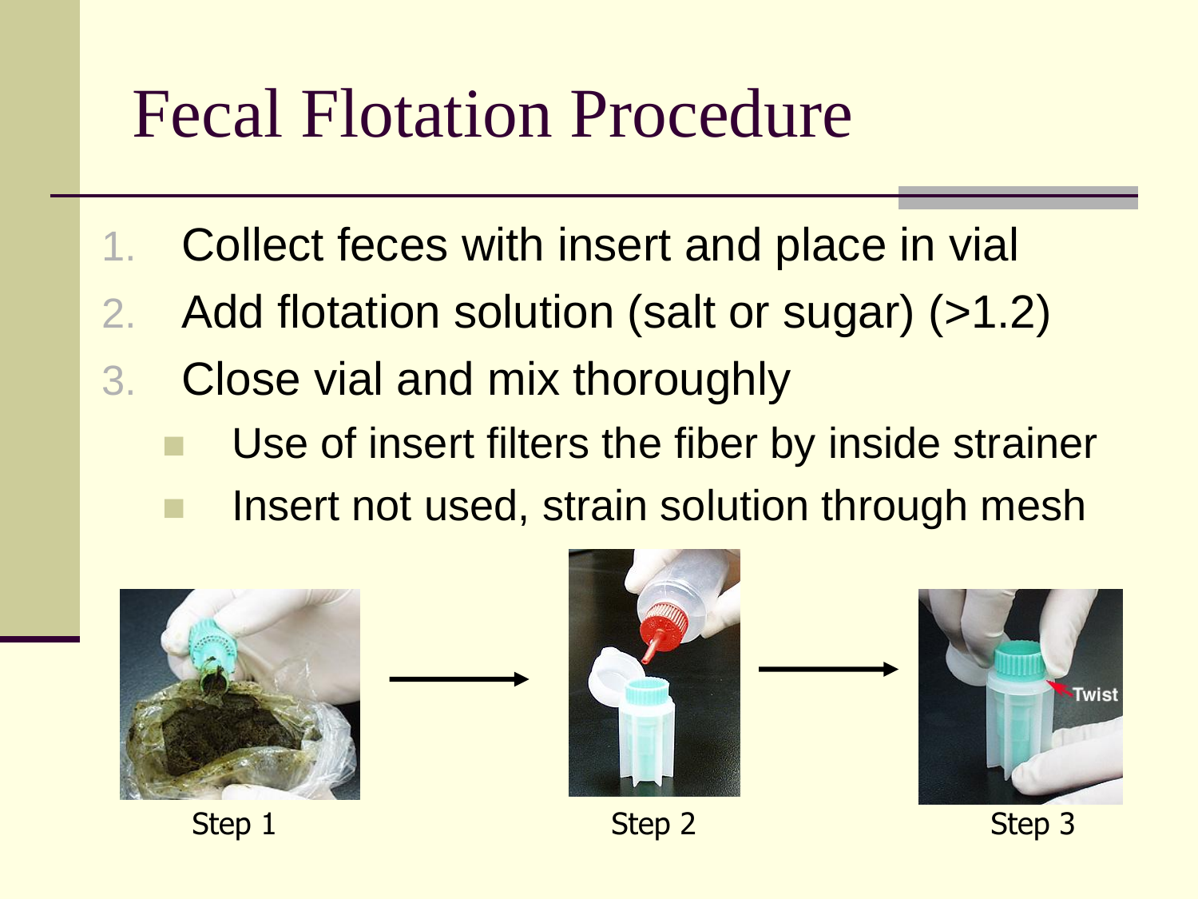# Fecal Flotation Procedure

1. Collect feces with insert and place in vial
2. Add flotation solution (salt or sugar) (>1.2)
3. Close vial and mix thoroughly
   - Use of insert filters the fiber by inside strainer
   - Insert not used, strain solution through mesh

Step 1

Step 2

Twist

Step 3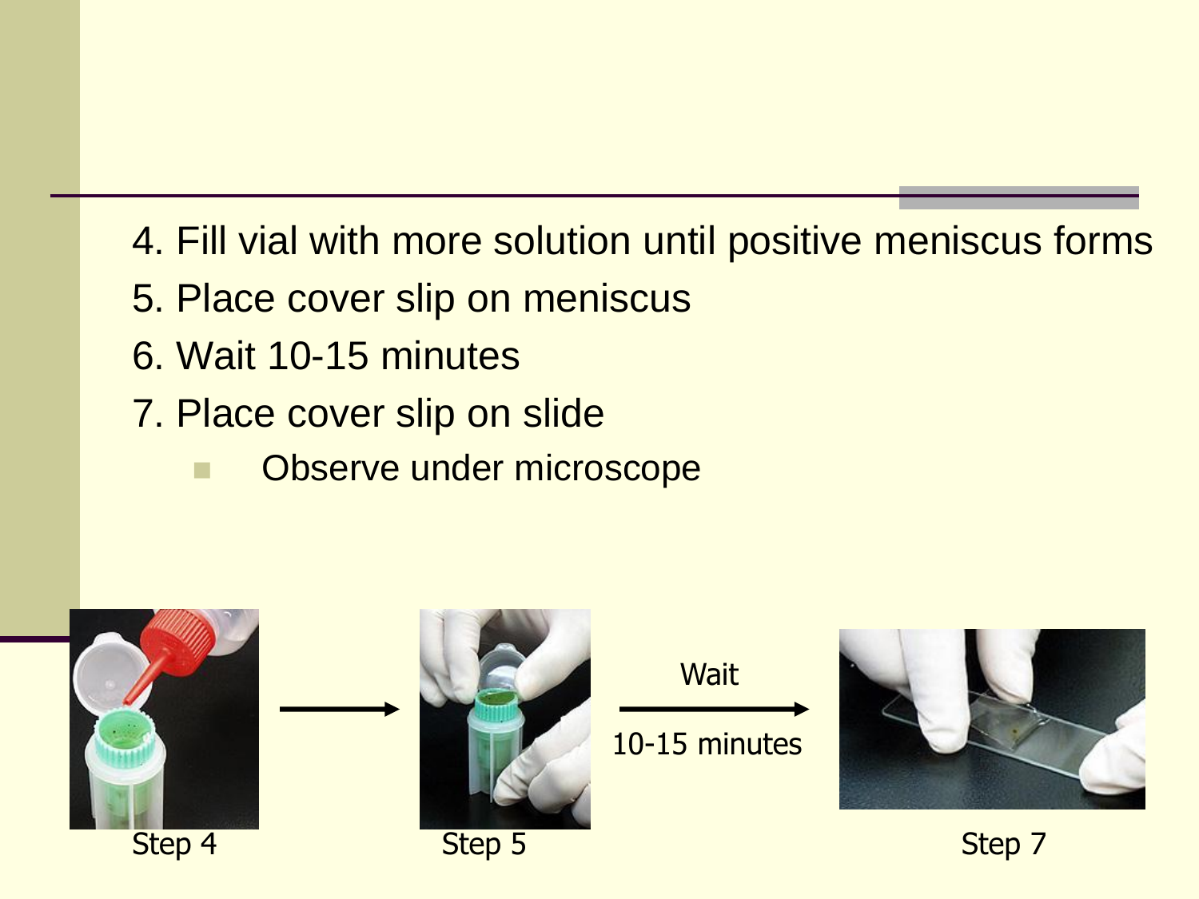4. Fill vial with more solution until positive meniscus forms
5. Place cover slip on meniscus
6. Wait 10-15 minutes
7. Place cover slip on slide
    - Observe under microscope

Step 4 → Step 5 → Wait 10-15 minutes → Step 7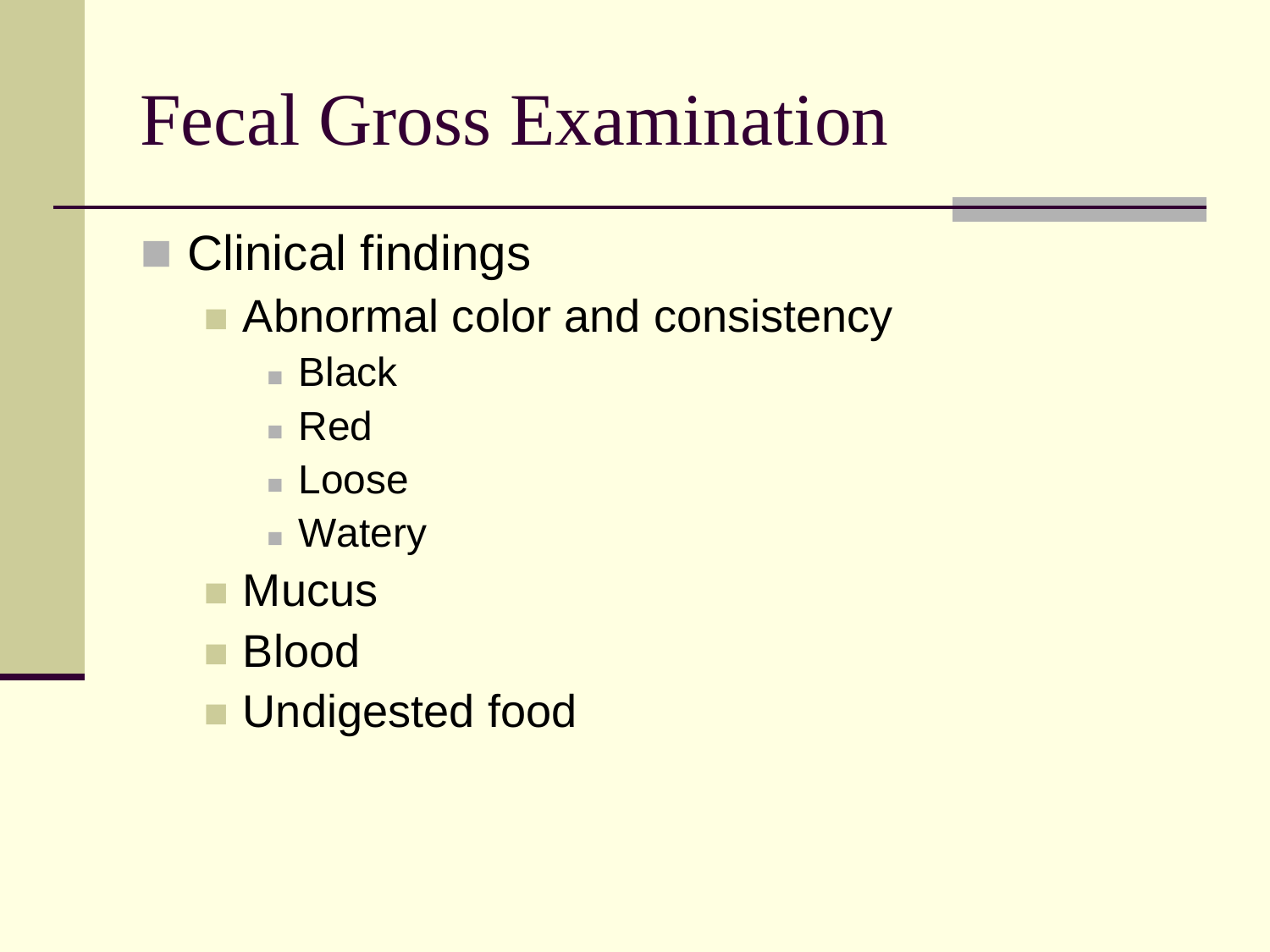# Fecal Gross Examination

- Clinical findings
  - Abnormal color and consistency
    - Black
    - Red
    - Loose
    - Watery
  - Mucus
  - Blood
  - Undigested food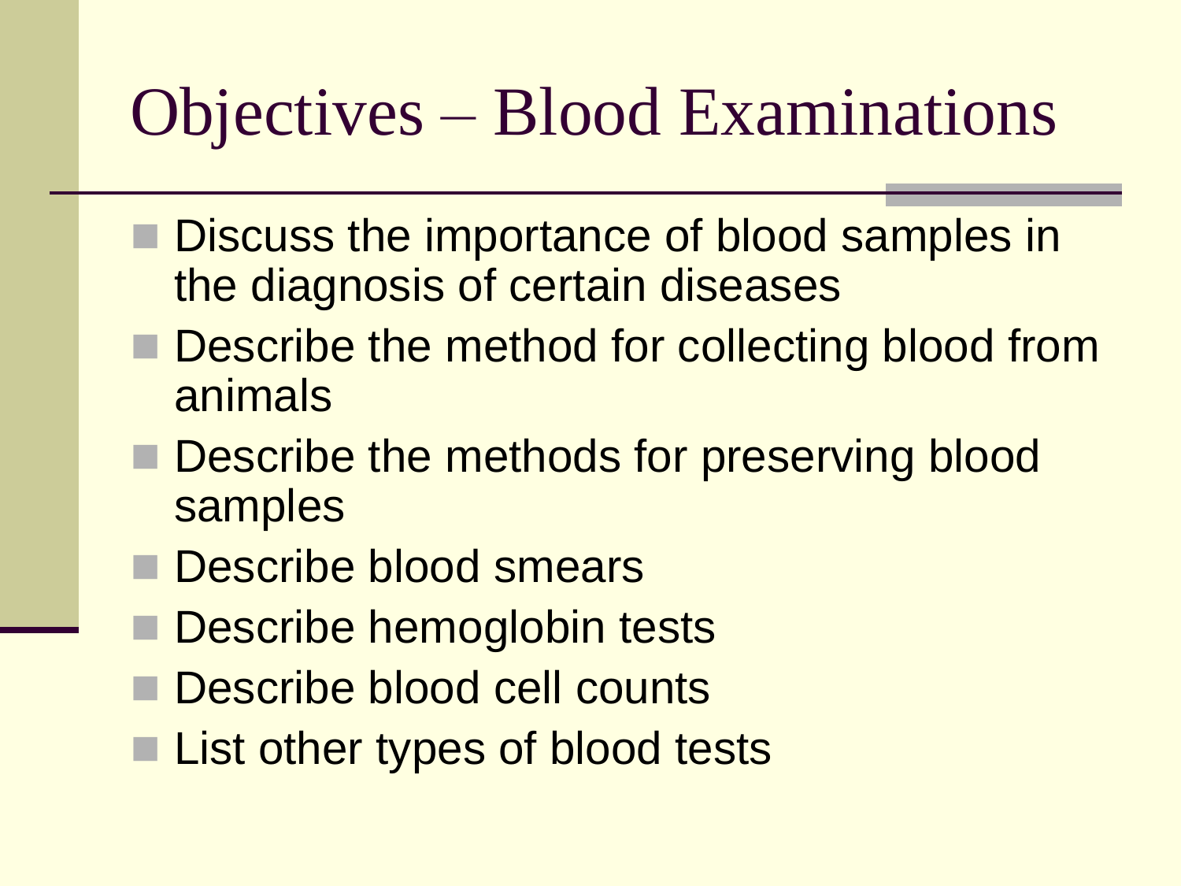# Objectives – Blood Examinations

- Discuss the importance of blood samples in the diagnosis of certain diseases
- Describe the method for collecting blood from animals
- Describe the methods for preserving blood samples
- Describe blood smears
- Describe hemoglobin tests
- Describe blood cell counts
- List other types of blood tests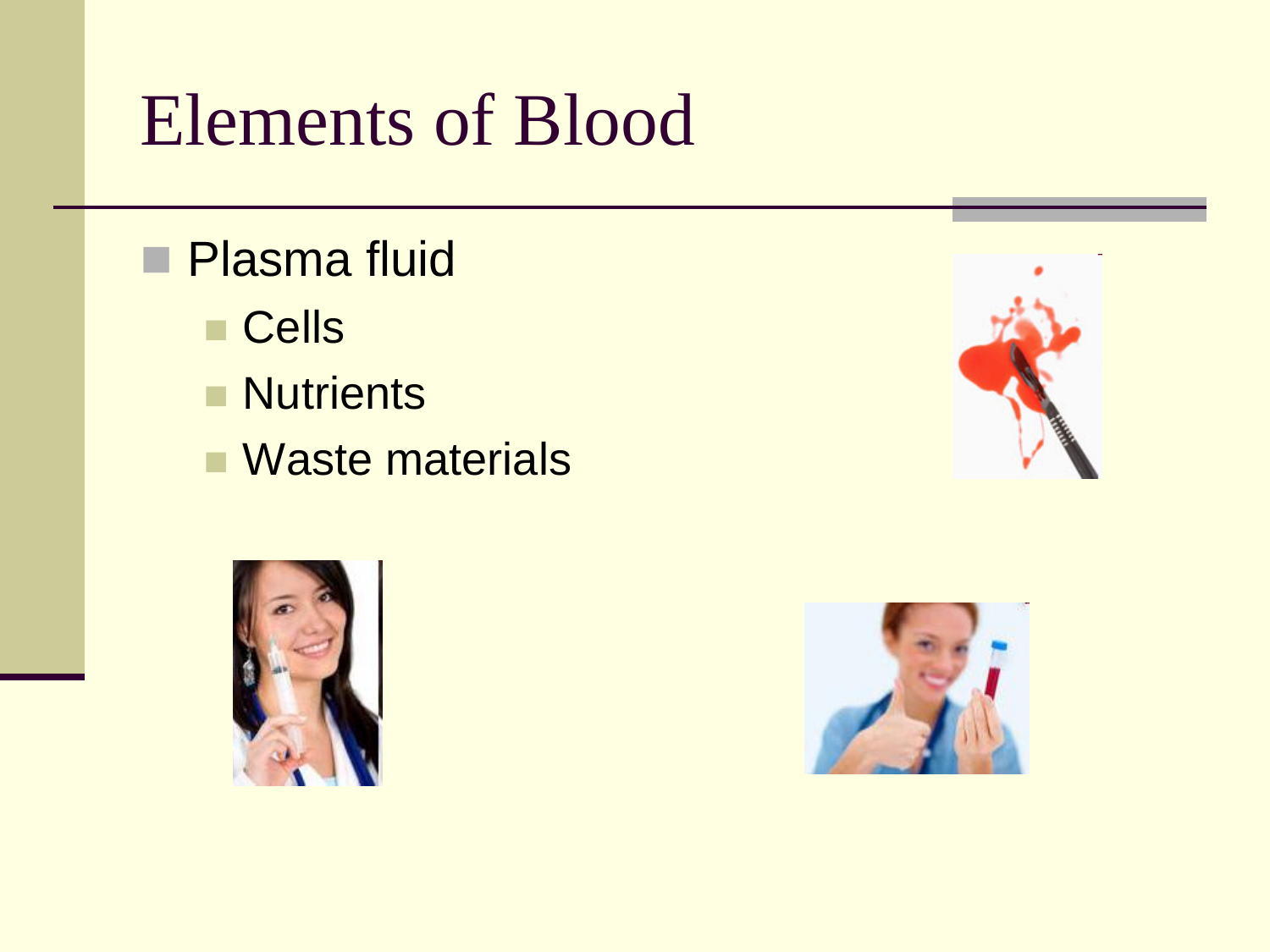# Elements of Blood

- Plasma fluid
  - Cells
  - Nutrients
  - Waste materials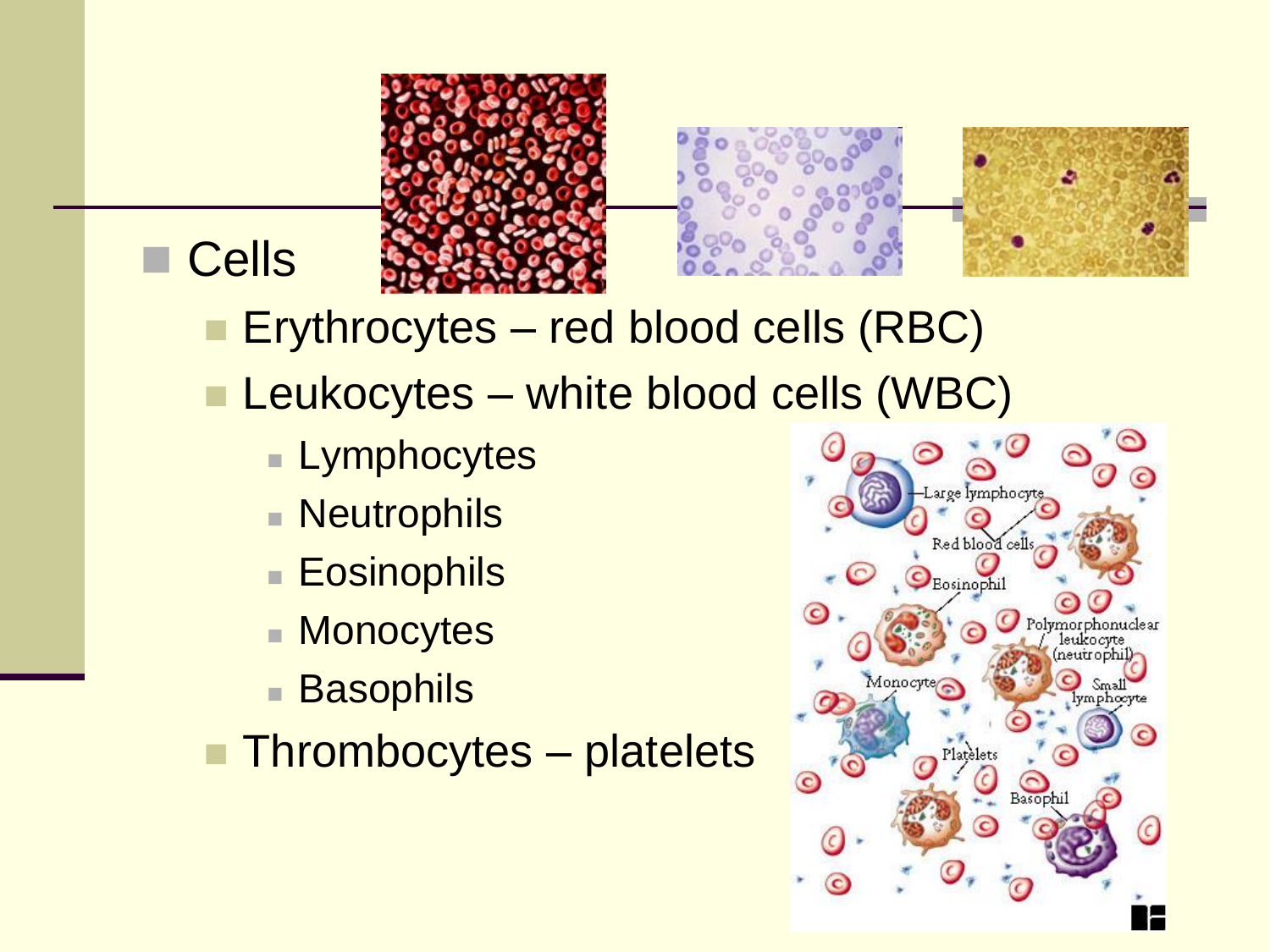- Cells
  - Erythrocytes – red blood cells (RBC)
  - Leukocytes – white blood cells (WBC)
    - Lymphocytes
    - Neutrophils
    - Eosinophils
    - Monocytes
    - Basophils
  - Thrombocytes – platelets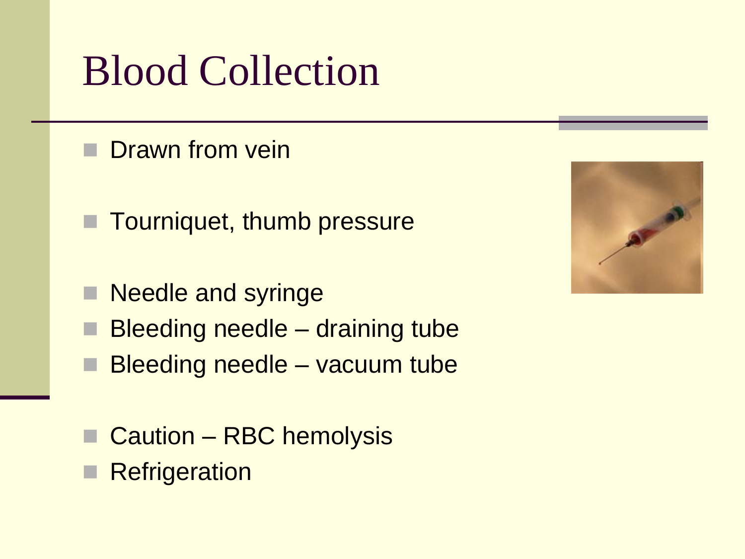# Blood Collection

- Drawn from vein
- Tourniquet, thumb pressure
- Needle and syringe
- Bleeding needle – draining tube
- Bleeding needle – vacuum tube
- Caution – RBC hemolysis
- Refrigeration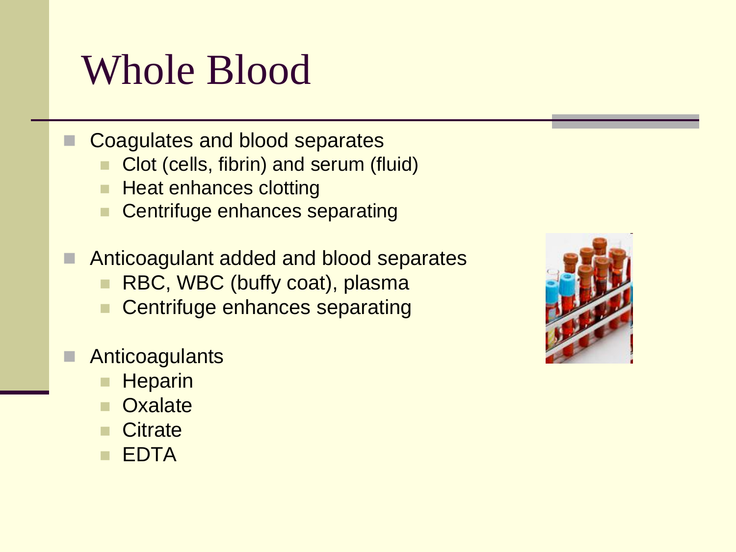# Whole Blood

- Coagulates and blood separates
  - Clot (cells, fibrin) and serum (fluid)
  - Heat enhances clotting
  - Centrifuge enhances separating
- Anticoagulant added and blood separates
  - RBC, WBC (buffy coat), plasma
  - Centrifuge enhances separating
- Anticoagulants
  - Heparin
  - Oxalate
  - Citrate
  - EDTA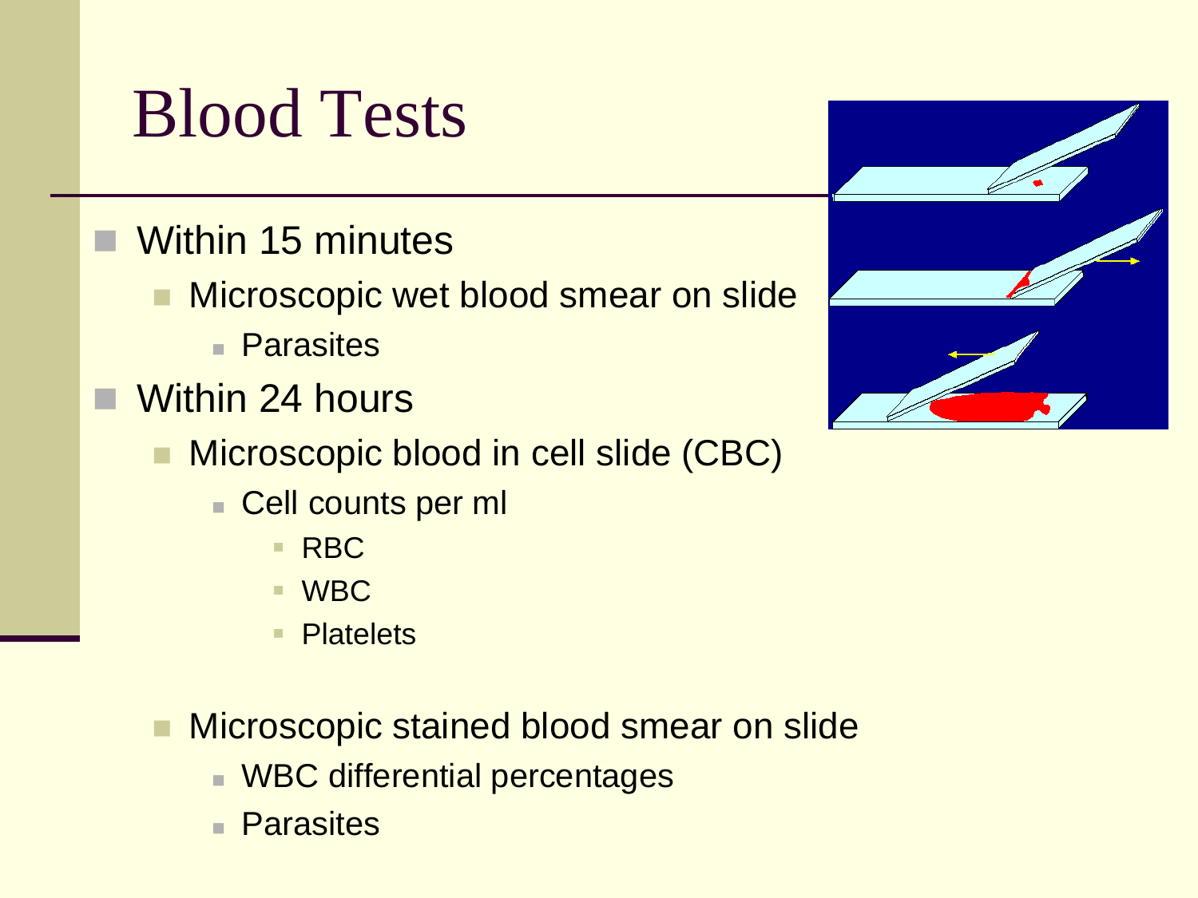# Blood Tests

- Within 15 minutes
  - Microscopic wet blood smear on slide
    - Parasites
- Within 24 hours
  - Microscopic blood in cell slide (CBC)
    - Cell counts per ml
      - RBC
      - WBC
      - Platelets
  - Microscopic stained blood smear on slide
    - WBC differential percentages
    - Parasites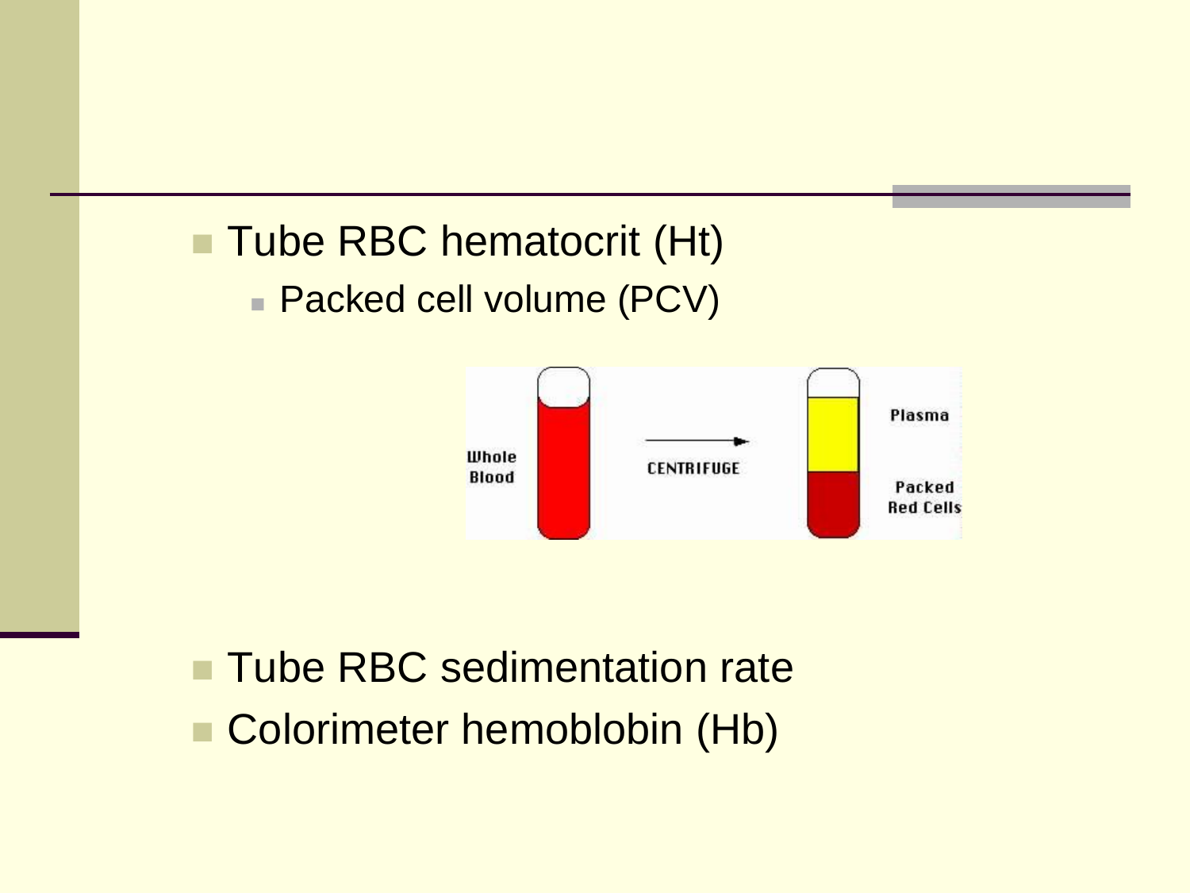- Tube RBC hematocrit (Ht)
  - Packed cell volume (PCV)

- Tube RBC sedimentation rate
- Colorimeter hemoblobin (Hb)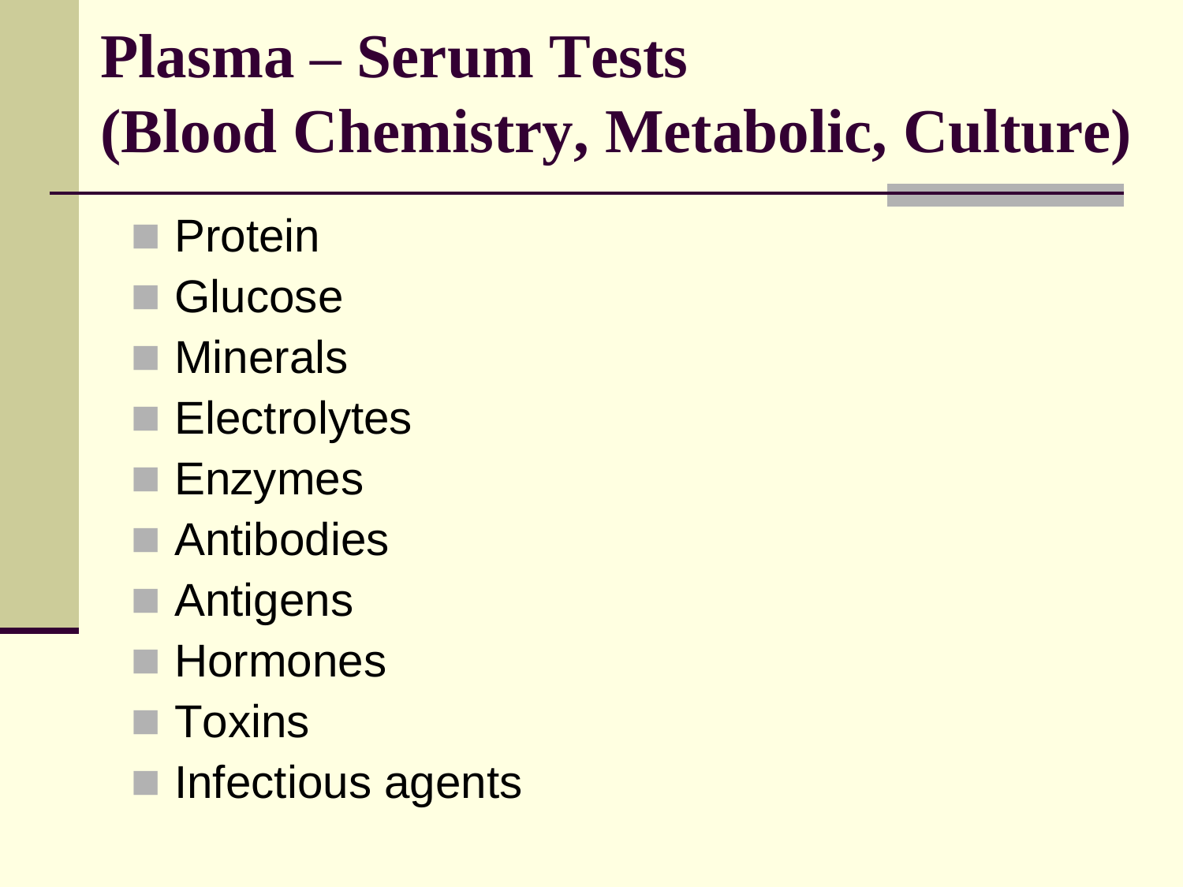# Plasma – Serum Tests (Blood Chemistry, Metabolic, Culture)

- Protein
- Glucose
- Minerals
- Electrolytes
- Enzymes
- Antibodies
- Antigens
- Hormones
- Toxins
- Infectious agents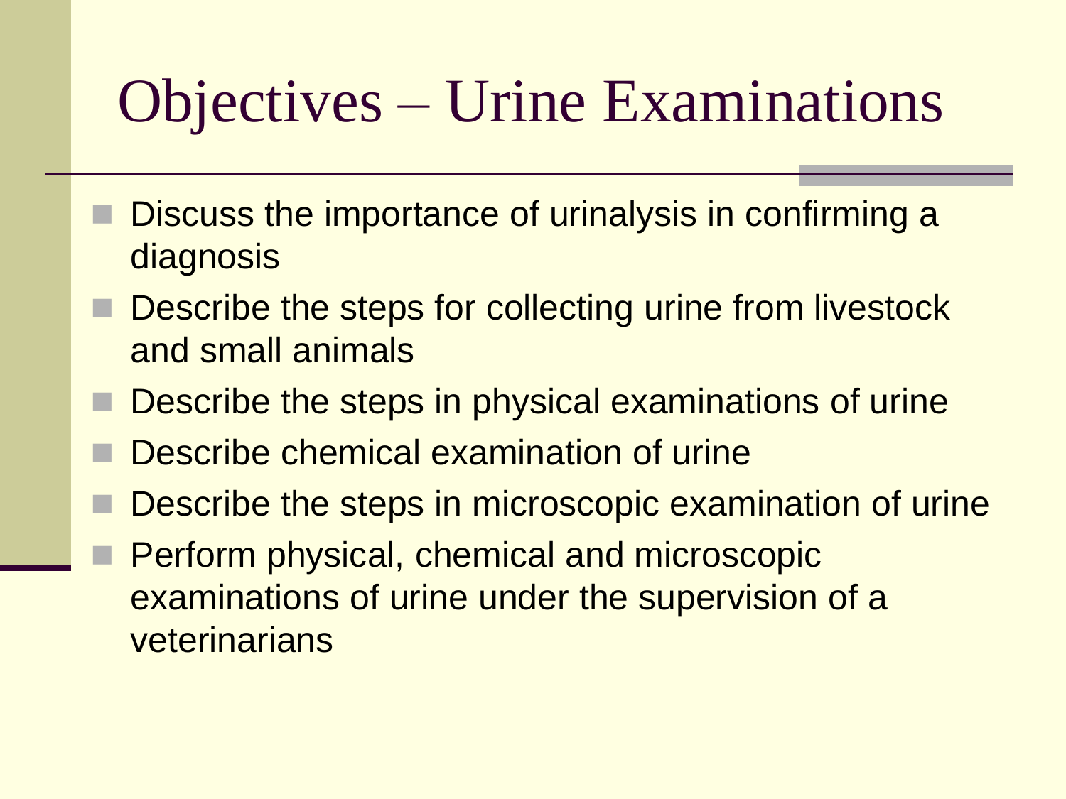# Objectives – Urine Examinations

- Discuss the importance of urinalysis in confirming a diagnosis
- Describe the steps for collecting urine from livestock and small animals
- Describe the steps in physical examinations of urine
- Describe chemical examination of urine
- Describe the steps in microscopic examination of urine
- Perform physical, chemical and microscopic examinations of urine under the supervision of a veterinarians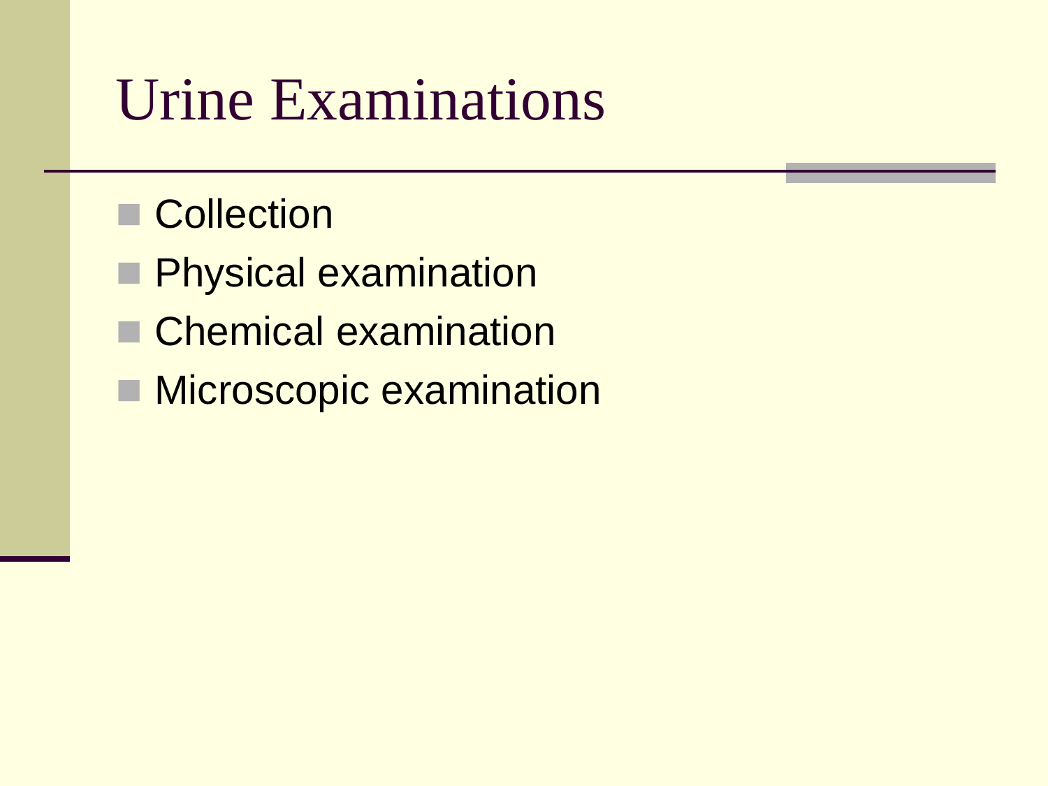# Urine Examinations

- Collection
- Physical examination
- Chemical examination
- Microscopic examination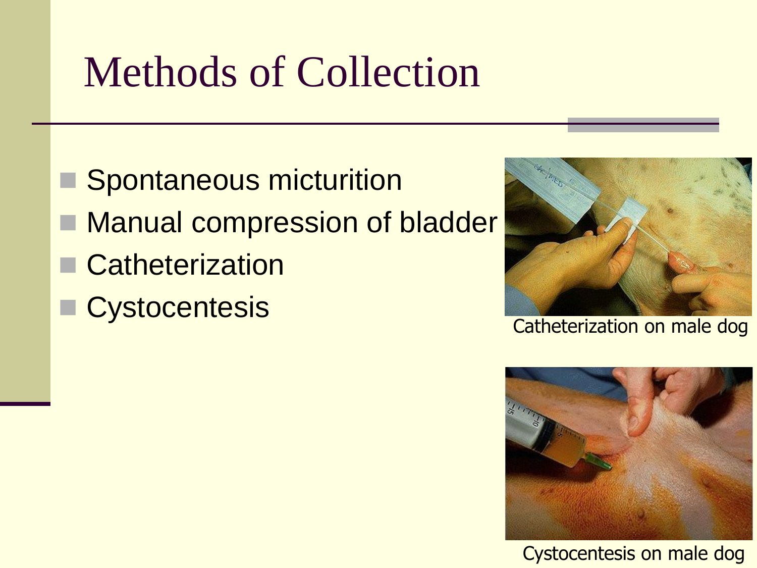# Methods of Collection

- Spontaneous micturition
- Manual compression of bladder
- Catheterization
- Cystocentesis

Catheterization on male dog

Cystocentesis on male dog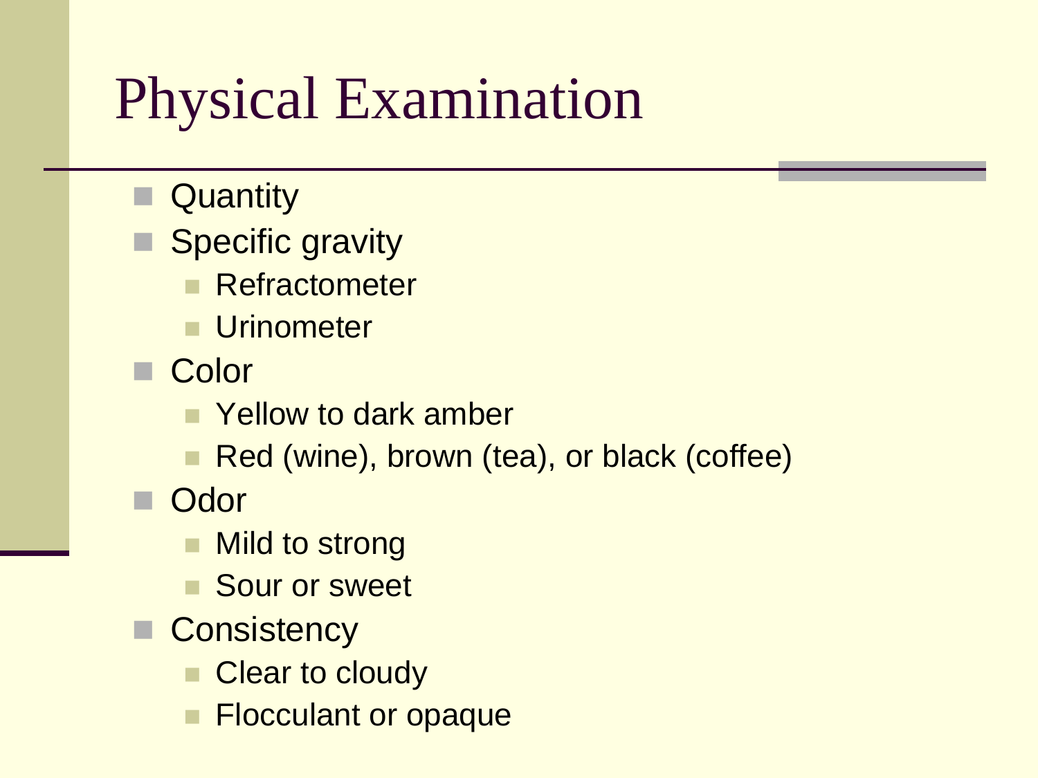# Physical Examination

- Quantity
- Specific gravity
  - Refractometer
  - Urinometer
- Color
  - Yellow to dark amber
  - Red (wine), brown (tea), or black (coffee)
- Odor
  - Mild to strong
  - Sour or sweet
- Consistency
  - Clear to cloudy
  - Flocculant or opaque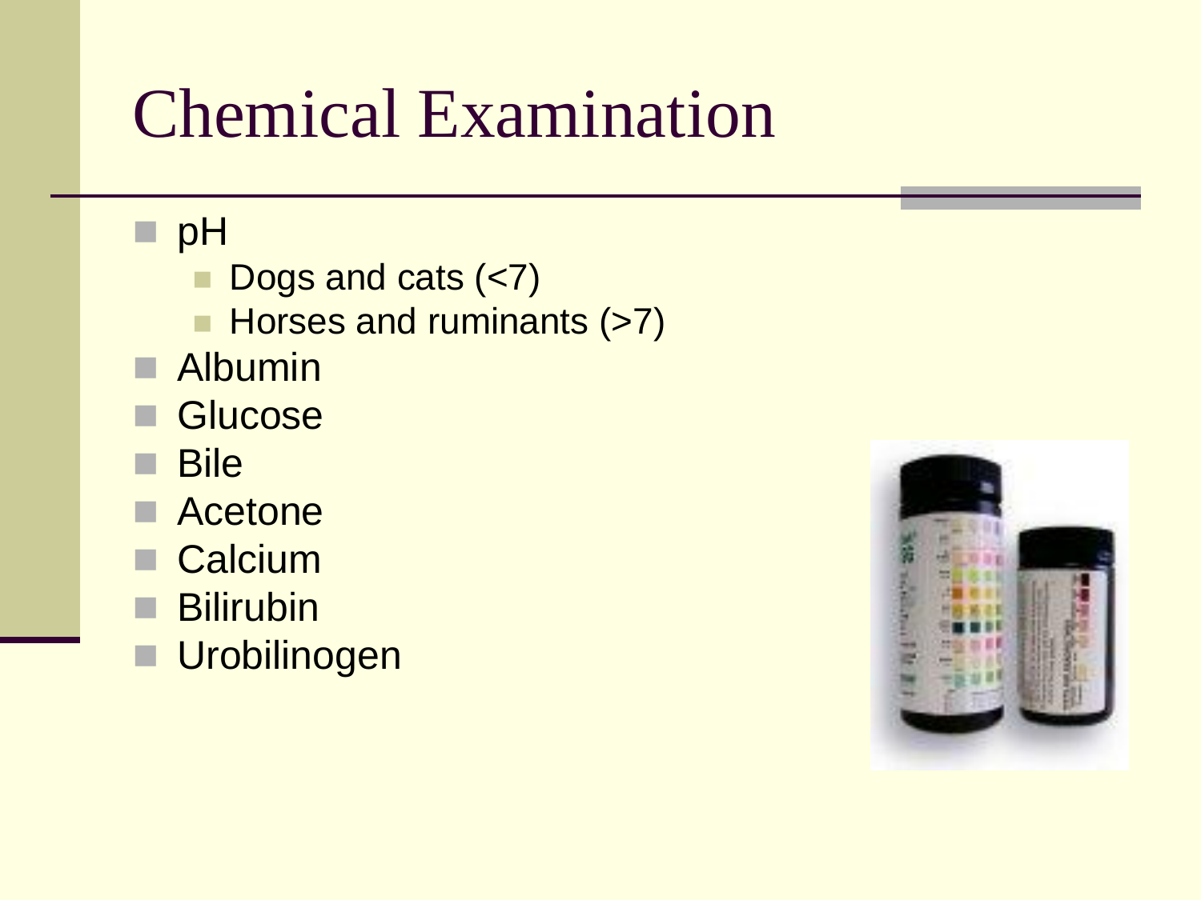# Chemical Examination

- pH
  - Dogs and cats (<7)
  - Horses and ruminants (>7)
- Albumin
- Glucose
- Bile
- Acetone
- Calcium
- Bilirubin
- Urobilinogen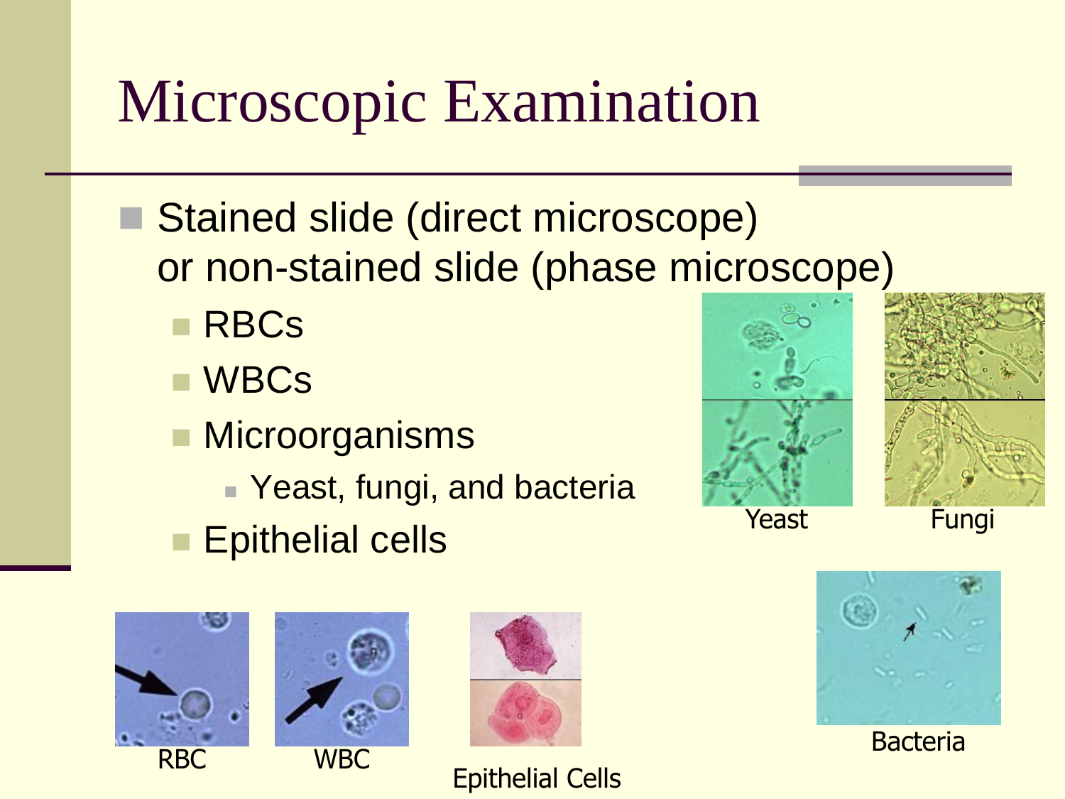# Microscopic Examination

- Stained slide (direct microscope) or non-stained slide (phase microscope)
  - RBCs
  - WBCs
  - Microorganisms
    - Yeast, fungi, and bacteria
  - Epithelial cells

Yeast

Fungi

RBC

WBC

Epithelial Cells

Bacteria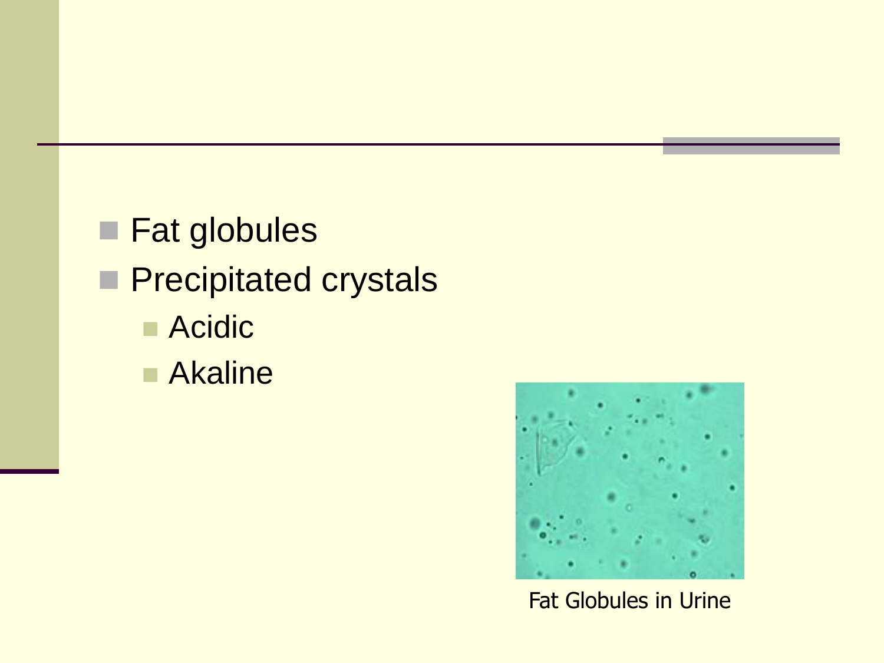- Fat globules
- Precipitated crystals
  - Acidic
  - Akaline

Fat Globules in Urine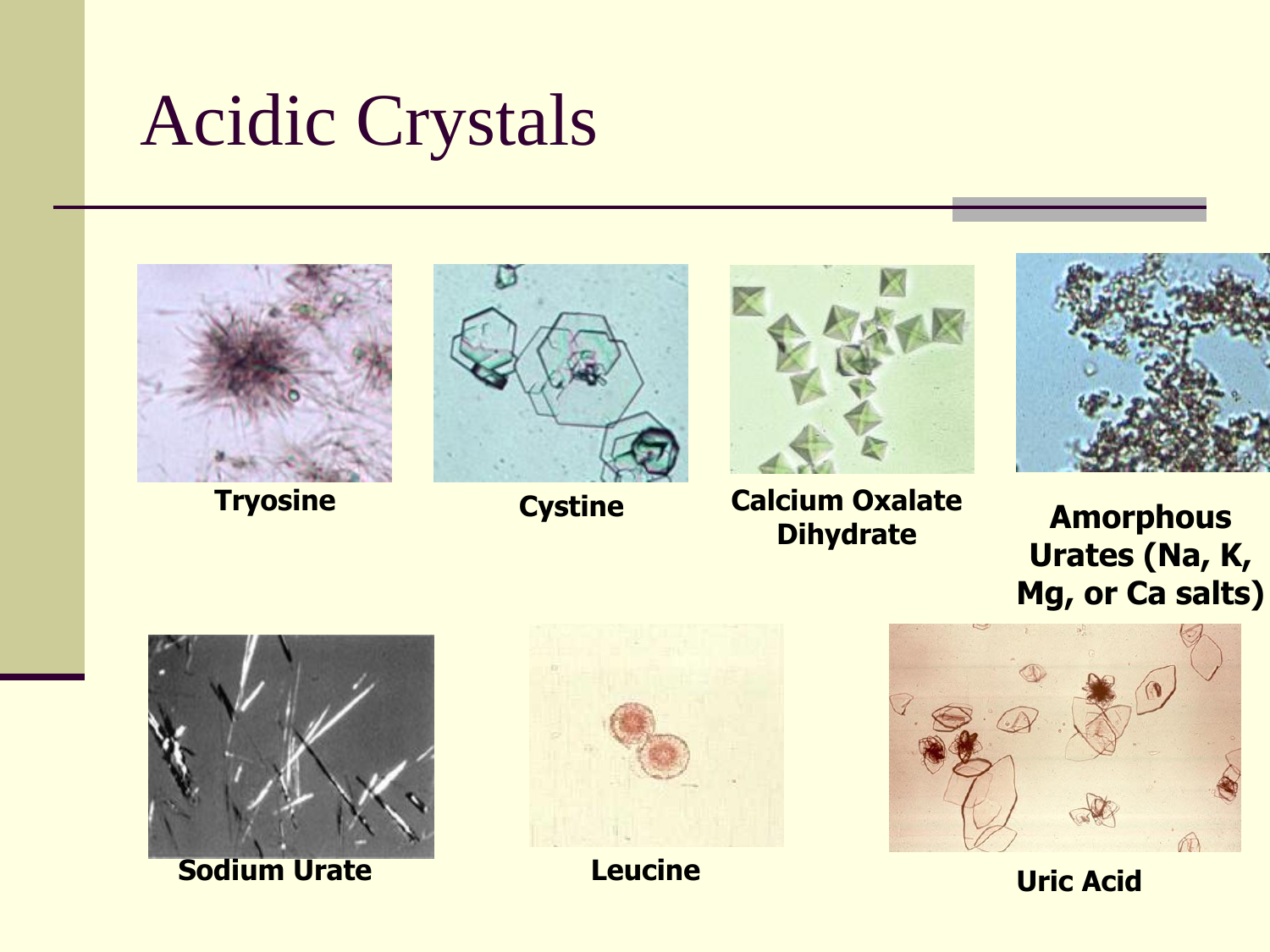# Acidic Crystals

Tryosine

Cystine

Calcium Oxalate Dihydrate

Amorphous Urates (Na, K, Mg, or Ca salts)

Sodium Urate

Leucine

Uric Acid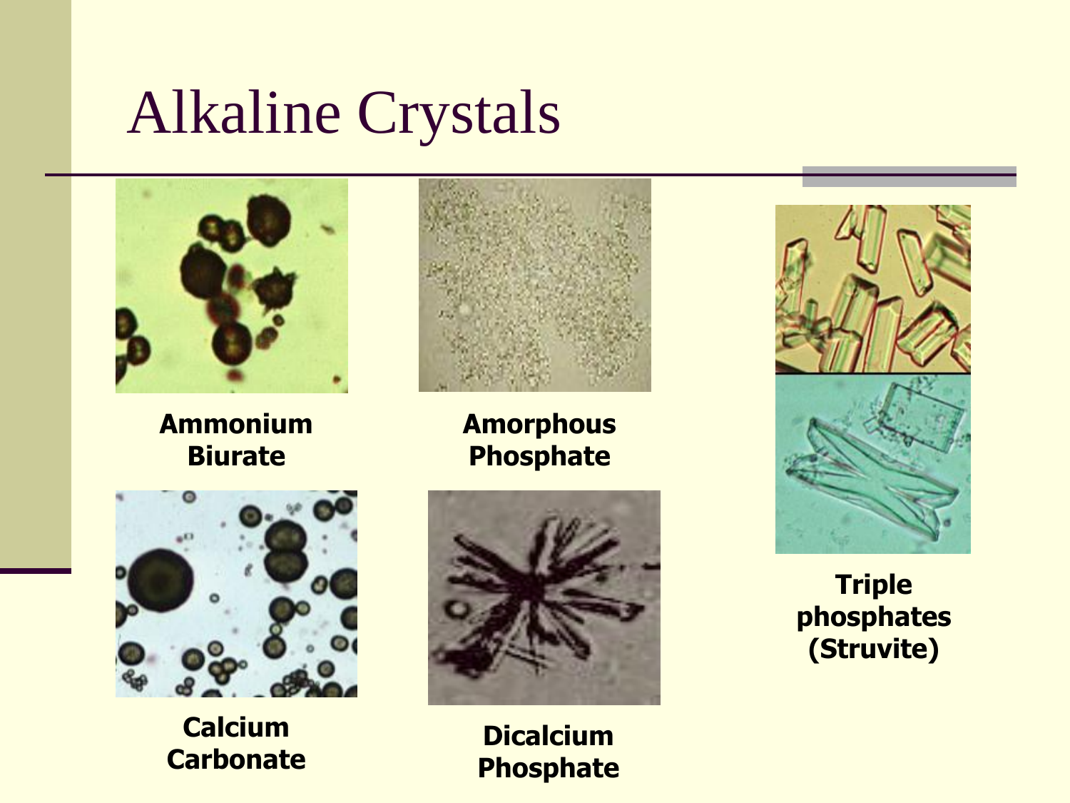# Alkaline Crystals

**Ammonium Biurate**

**Amorphous Phosphate**

**Triple phosphates (Struvite)**

**Calcium Carbonate**

**Dicalcium Phosphate**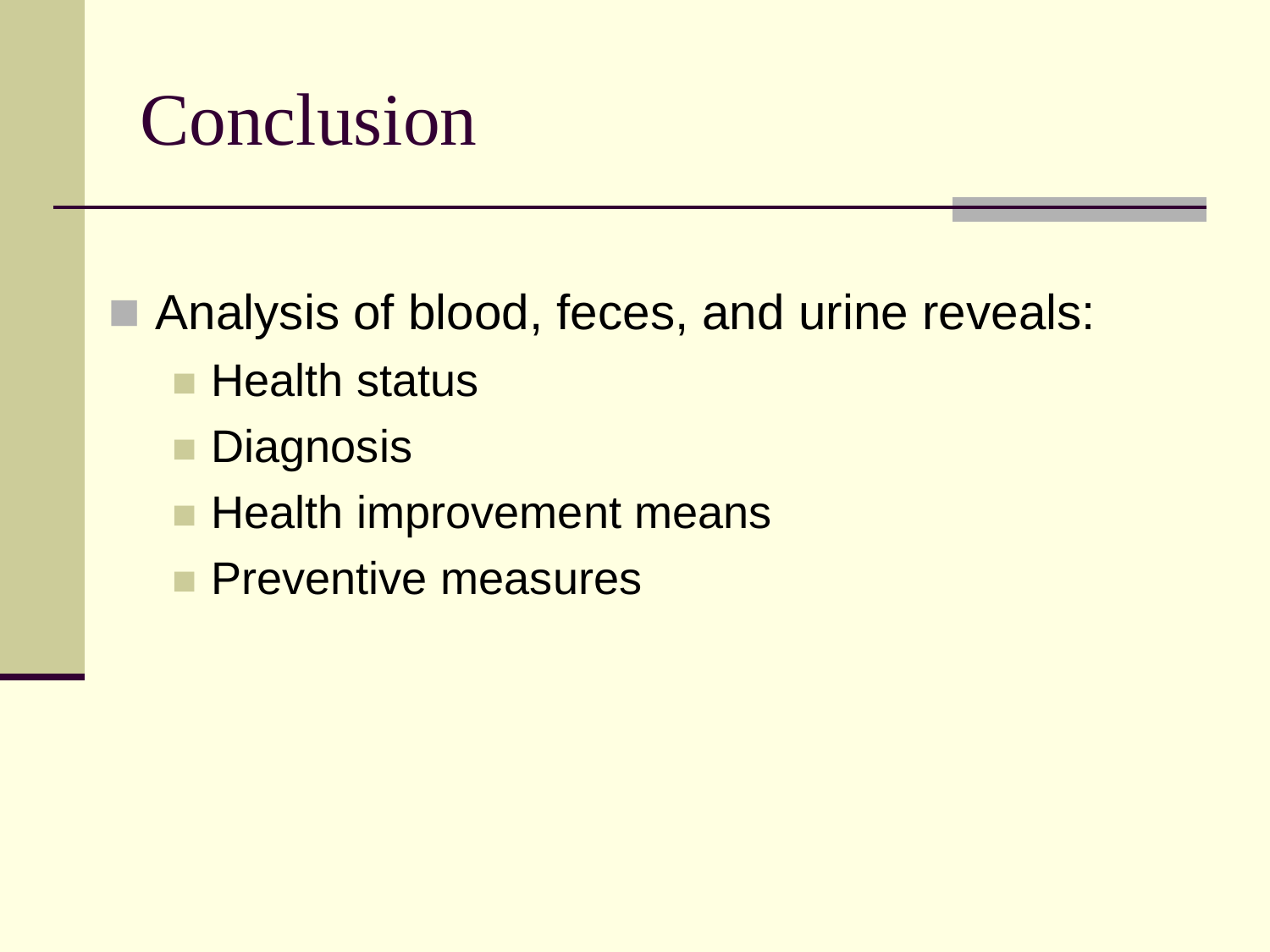# Conclusion

- Analysis of blood, feces, and urine reveals:
  - Health status
  - Diagnosis
  - Health improvement means
  - Preventive measures